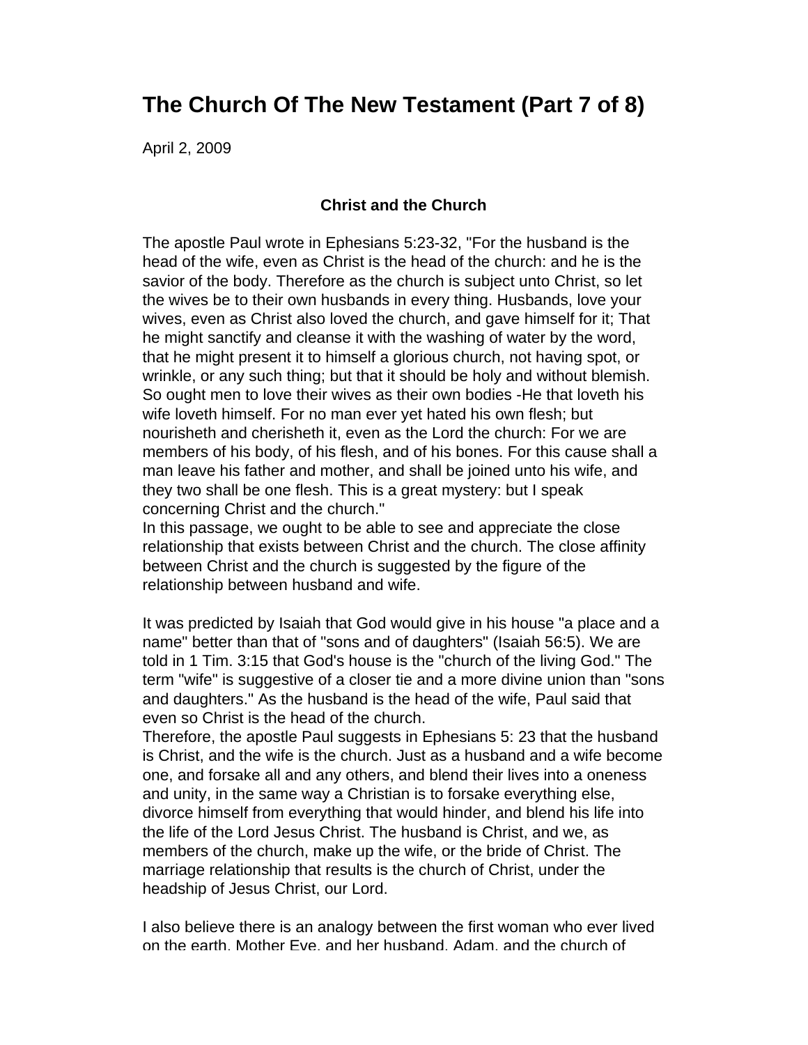# The Church Of The New Testament (Part 7 of 8)

April 2, 2009

### Christ and the Church

The apostle Paul wrote in Ephesians 5:23-32, "For the husband is the head of the wife, even as Christ is the head of the church: and he is the savior of the body. Therefore as the church is subject unto Christ, so let the wives be to their own husbands in every thing. Husbands, love your wives, even as Christ also loved the church, and gave himself for it; That he might sanctify and cleanse it with the washing of water by the word, that he might present it to himself a glorious church, not having spot, or wrinkle, or any such thing; but that it should be holy and without blemish. So ought men to love their wives as their own bodies -He that loveth his wife loveth himself. For no man ever yet hated his own flesh; but nourisheth and cherisheth it, even as the Lord the church: For we are members of his body, of his flesh, and of his bones. For this cause shall a man leave his father and mother, and shall be joined unto his wife, and they two shall be one flesh. This is a great mystery: but I speak concerning Christ and the church."
In this passage, we ought to be able to see and appreciate the close relationship that exists between Christ and the church. The close affinity between Christ and the church is suggested by the figure of the relationship between husband and wife.

It was predicted by Isaiah that God would give in his house "a place and a name" better than that of "sons and of daughters" (Isaiah 56:5). We are told in 1 Tim. 3:15 that God's house is the "church of the living God." The term "wife" is suggestive of a closer tie and a more divine union than "sons and daughters." As the husband is the head of the wife, Paul said that even so Christ is the head of the church.
Therefore, the apostle Paul suggests in Ephesians 5: 23 that the husband is Christ, and the wife is the church. Just as a husband and a wife become one, and forsake all and any others, and blend their lives into a oneness and unity, in the same way a Christian is to forsake everything else, divorce himself from everything that would hinder, and blend his life into the life of the Lord Jesus Christ. The husband is Christ, and we, as members of the church, make up the wife, or the bride of Christ. The marriage relationship that results is the church of Christ, under the headship of Jesus Christ, our Lord.

I also believe there is an analogy between the first woman who ever lived on the earth, Mother Eve, and her husband, Adam, and the church of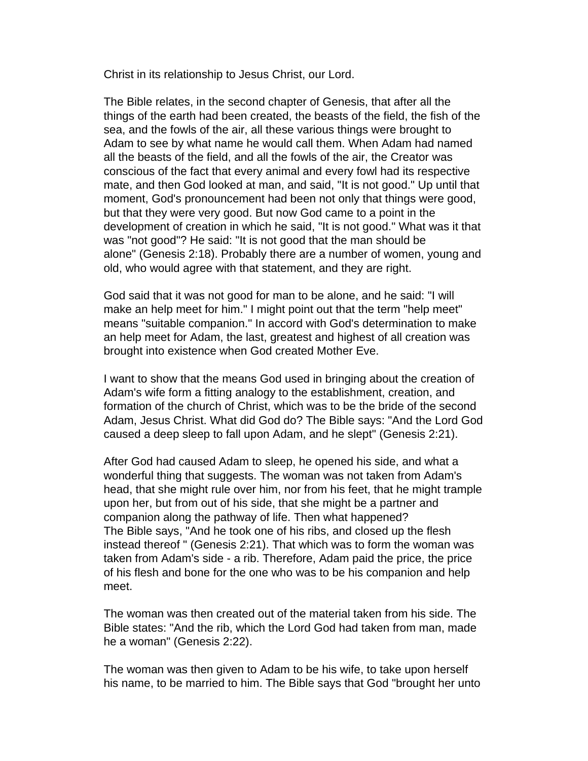Christ in its relationship to Jesus Christ, our Lord.

The Bible relates, in the second chapter of Genesis, that after all the things of the earth had been created, the beasts of the field, the fish of the sea, and the fowls of the air, all these various things were brought to Adam to see by what name he would call them. When Adam had named all the beasts of the field, and all the fowls of the air, the Creator was conscious of the fact that every animal and every fowl had its respective mate, and then God looked at man, and said, "It is not good." Up until that moment, God's pronouncement had been not only that things were good, but that they were very good. But now God came to a point in the development of creation in which he said, "It is not good." What was it that was "not good"? He said: "It is not good that the man should be alone" (Genesis 2:18). Probably there are a number of women, young and old, who would agree with that statement, and they are right.

God said that it was not good for man to be alone, and he said: "I will make an help meet for him." I might point out that the term "help meet" means "suitable companion." In accord with God's determination to make an help meet for Adam, the last, greatest and highest of all creation was brought into existence when God created Mother Eve.

I want to show that the means God used in bringing about the creation of Adam's wife form a fitting analogy to the establishment, creation, and formation of the church of Christ, which was to be the bride of the second Adam, Jesus Christ. What did God do? The Bible says: "And the Lord God caused a deep sleep to fall upon Adam, and he slept" (Genesis 2:21).

After God had caused Adam to sleep, he opened his side, and what a wonderful thing that suggests. The woman was not taken from Adam's head, that she might rule over him, nor from his feet, that he might trample upon her, but from out of his side, that she might be a partner and companion along the pathway of life. Then what happened? The Bible says, "And he took one of his ribs, and closed up the flesh instead thereof " (Genesis 2:21). That which was to form the woman was taken from Adam's side - a rib. Therefore, Adam paid the price, the price of his flesh and bone for the one who was to be his companion and help meet.

The woman was then created out of the material taken from his side. The Bible states: "And the rib, which the Lord God had taken from man, made he a woman" (Genesis 2:22).

The woman was then given to Adam to be his wife, to take upon herself his name, to be married to him. The Bible says that God "brought her unto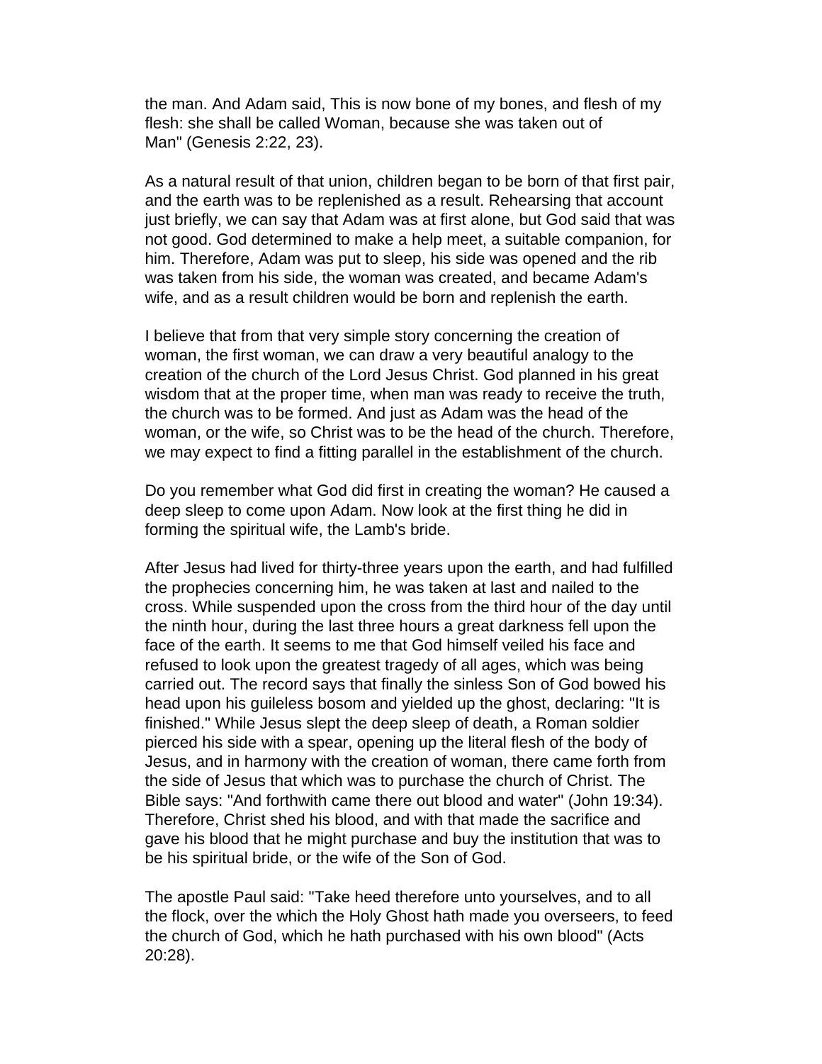the man. And Adam said, This is now bone of my bones, and flesh of my flesh: she shall be called Woman, because she was taken out of Man" (Genesis 2:22, 23).

As a natural result of that union, children began to be born of that first pair, and the earth was to be replenished as a result. Rehearsing that account just briefly, we can say that Adam was at first alone, but God said that was not good. God determined to make a help meet, a suitable companion, for him. Therefore, Adam was put to sleep, his side was opened and the rib was taken from his side, the woman was created, and became Adam's wife, and as a result children would be born and replenish the earth.

I believe that from that very simple story concerning the creation of woman, the first woman, we can draw a very beautiful analogy to the creation of the church of the Lord Jesus Christ. God planned in his great wisdom that at the proper time, when man was ready to receive the truth, the church was to be formed. And just as Adam was the head of the woman, or the wife, so Christ was to be the head of the church. Therefore, we may expect to find a fitting parallel in the establishment of the church.

Do you remember what God did first in creating the woman? He caused a deep sleep to come upon Adam. Now look at the first thing he did in forming the spiritual wife, the Lamb's bride.

After Jesus had lived for thirty-three years upon the earth, and had fulfilled the prophecies concerning him, he was taken at last and nailed to the cross. While suspended upon the cross from the third hour of the day until the ninth hour, during the last three hours a great darkness fell upon the face of the earth. It seems to me that God himself veiled his face and refused to look upon the greatest tragedy of all ages, which was being carried out. The record says that finally the sinless Son of God bowed his head upon his guileless bosom and yielded up the ghost, declaring: "It is finished." While Jesus slept the deep sleep of death, a Roman soldier pierced his side with a spear, opening up the literal flesh of the body of Jesus, and in harmony with the creation of woman, there came forth from the side of Jesus that which was to purchase the church of Christ. The Bible says: "And forthwith came there out blood and water" (John 19:34). Therefore, Christ shed his blood, and with that made the sacrifice and gave his blood that he might purchase and buy the institution that was to be his spiritual bride, or the wife of the Son of God.

The apostle Paul said: "Take heed therefore unto yourselves, and to all the flock, over the which the Holy Ghost hath made you overseers, to feed the church of God, which he hath purchased with his own blood" (Acts 20:28).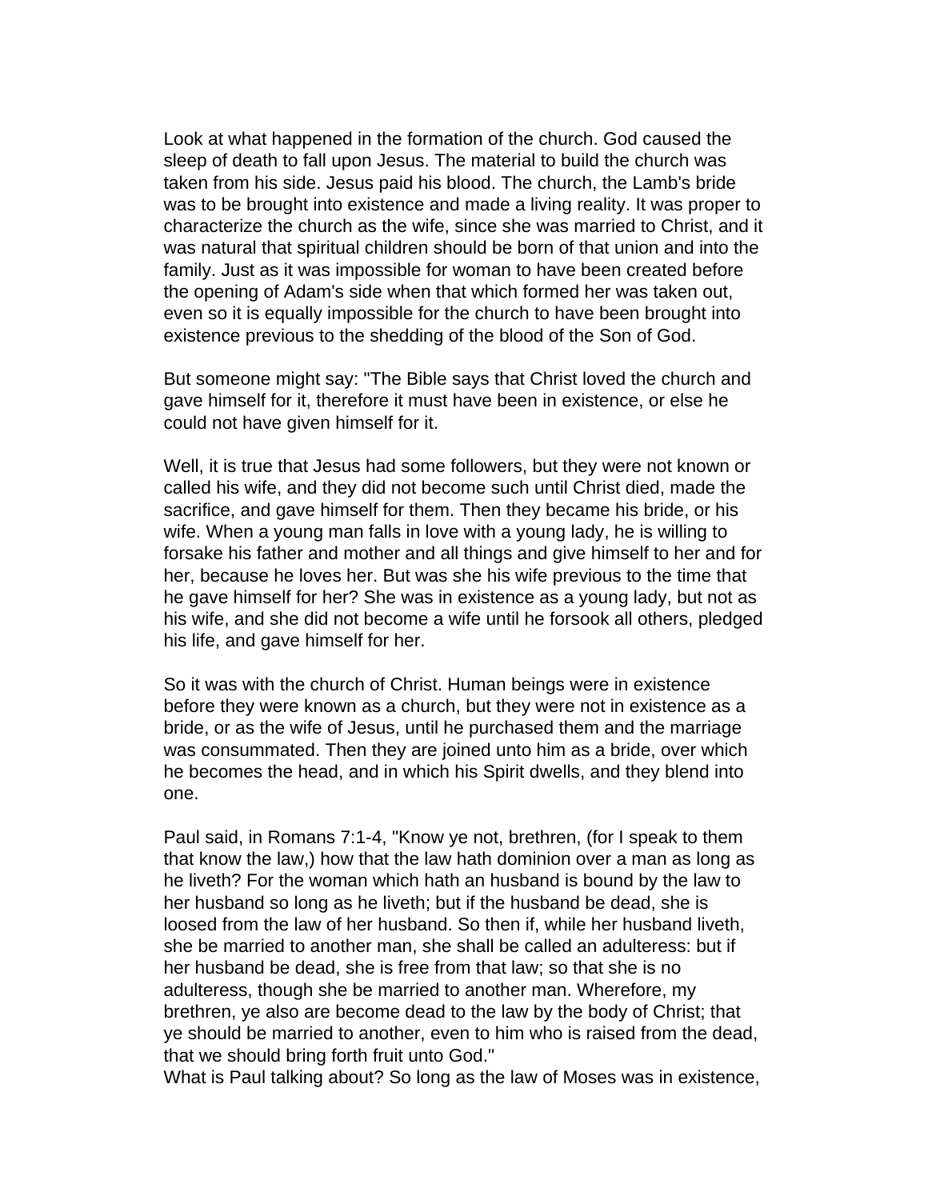Look at what happened in the formation of the church. God caused the sleep of death to fall upon Jesus. The material to build the church was taken from his side. Jesus paid his blood. The church, the Lamb's bride was to be brought into existence and made a living reality. It was proper to characterize the church as the wife, since she was married to Christ, and it was natural that spiritual children should be born of that union and into the family. Just as it was impossible for woman to have been created before the opening of Adam's side when that which formed her was taken out, even so it is equally impossible for the church to have been brought into existence previous to the shedding of the blood of the Son of God.

But someone might say: "The Bible says that Christ loved the church and gave himself for it, therefore it must have been in existence, or else he could not have given himself for it.

Well, it is true that Jesus had some followers, but they were not known or called his wife, and they did not become such until Christ died, made the sacrifice, and gave himself for them. Then they became his bride, or his wife. When a young man falls in love with a young lady, he is willing to forsake his father and mother and all things and give himself to her and for her, because he loves her. But was she his wife previous to the time that he gave himself for her? She was in existence as a young lady, but not as his wife, and she did not become a wife until he forsook all others, pledged his life, and gave himself for her.

So it was with the church of Christ. Human beings were in existence before they were known as a church, but they were not in existence as a bride, or as the wife of Jesus, until he purchased them and the marriage was consummated. Then they are joined unto him as a bride, over which he becomes the head, and in which his Spirit dwells, and they blend into one.

Paul said, in Romans 7:1-4, "Know ye not, brethren, (for I speak to them that know the law,) how that the law hath dominion over a man as long as he liveth? For the woman which hath an husband is bound by the law to her husband so long as he liveth; but if the husband be dead, she is loosed from the law of her husband. So then if, while her husband liveth, she be married to another man, she shall be called an adulteress: but if her husband be dead, she is free from that law; so that she is no adulteress, though she be married to another man. Wherefore, my brethren, ye also are become dead to the law by the body of Christ; that ye should be married to another, even to him who is raised from the dead, that we should bring forth fruit unto God."
What is Paul talking about? So long as the law of Moses was in existence,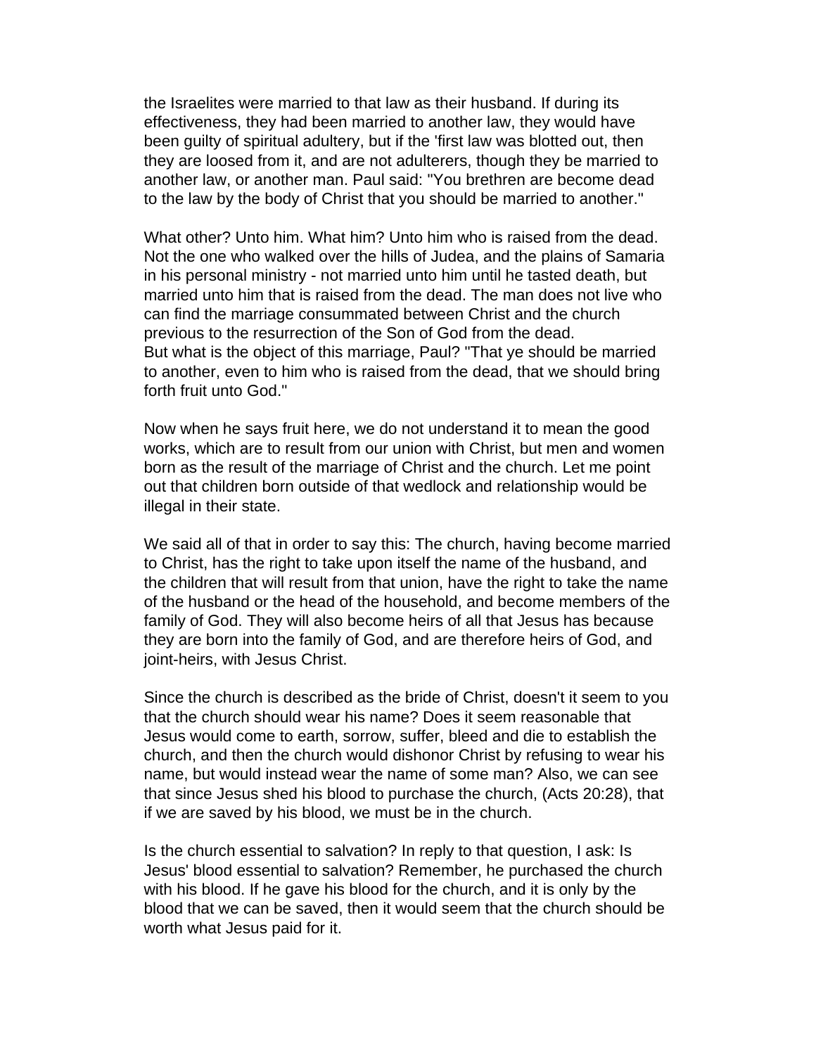the Israelites were married to that law as their husband. If during its effectiveness, they had been married to another law, they would have been guilty of spiritual adultery, but if the 'first law was blotted out, then they are loosed from it, and are not adulterers, though they be married to another law, or another man. Paul said: "You brethren are become dead to the law by the body of Christ that you should be married to another."

What other? Unto him. What him? Unto him who is raised from the dead. Not the one who walked over the hills of Judea, and the plains of Samaria in his personal ministry - not married unto him until he tasted death, but married unto him that is raised from the dead. The man does not live who can find the marriage consummated between Christ and the church previous to the resurrection of the Son of God from the dead.
But what is the object of this marriage, Paul? "That ye should be married to another, even to him who is raised from the dead, that we should bring forth fruit unto God."

Now when he says fruit here, we do not understand it to mean the good works, which are to result from our union with Christ, but men and women born as the result of the marriage of Christ and the church. Let me point out that children born outside of that wedlock and relationship would be illegal in their state.

We said all of that in order to say this: The church, having become married to Christ, has the right to take upon itself the name of the husband, and the children that will result from that union, have the right to take the name of the husband or the head of the household, and become members of the family of God. They will also become heirs of all that Jesus has because they are born into the family of God, and are therefore heirs of God, and joint-heirs, with Jesus Christ.

Since the church is described as the bride of Christ, doesn't it seem to you that the church should wear his name? Does it seem reasonable that Jesus would come to earth, sorrow, suffer, bleed and die to establish the church, and then the church would dishonor Christ by refusing to wear his name, but would instead wear the name of some man? Also, we can see that since Jesus shed his blood to purchase the church, (Acts 20:28), that if we are saved by his blood, we must be in the church.

Is the church essential to salvation? In reply to that question, I ask: Is Jesus' blood essential to salvation? Remember, he purchased the church with his blood. If he gave his blood for the church, and it is only by the blood that we can be saved, then it would seem that the church should be worth what Jesus paid for it.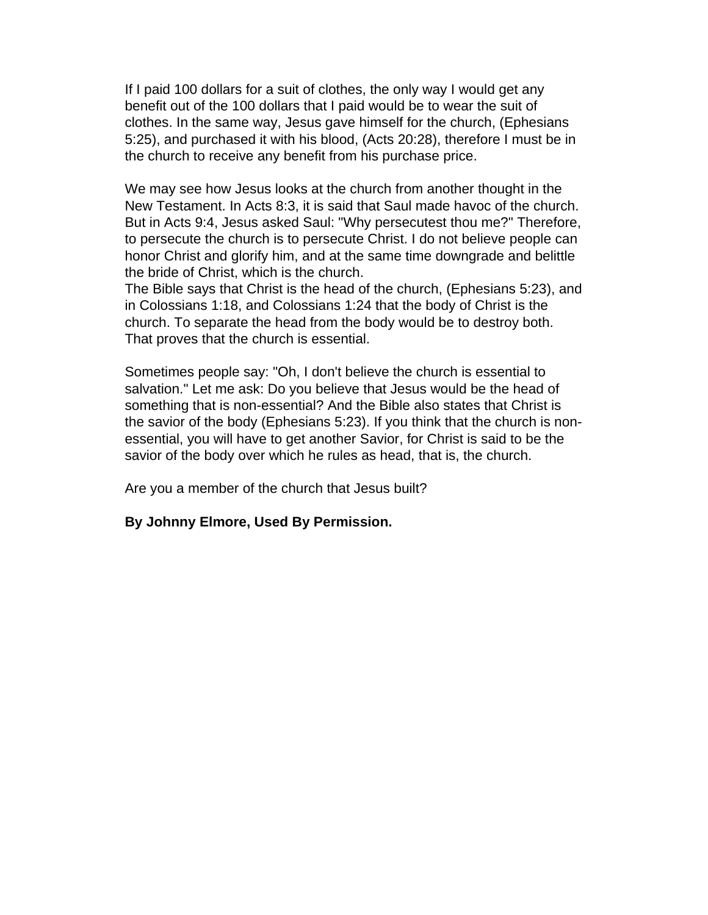If I paid 100 dollars for a suit of clothes, the only way I would get any benefit out of the 100 dollars that I paid would be to wear the suit of clothes. In the same way, Jesus gave himself for the church, (Ephesians 5:25), and purchased it with his blood, (Acts 20:28), therefore I must be in the church to receive any benefit from his purchase price.

We may see how Jesus looks at the church from another thought in the New Testament. In Acts 8:3, it is said that Saul made havoc of the church. But in Acts 9:4, Jesus asked Saul: "Why persecutest thou me?" Therefore, to persecute the church is to persecute Christ. I do not believe people can honor Christ and glorify him, and at the same time downgrade and belittle the bride of Christ, which is the church.
The Bible says that Christ is the head of the church, (Ephesians 5:23), and in Colossians 1:18, and Colossians 1:24 that the body of Christ is the church. To separate the head from the body would be to destroy both. That proves that the church is essential.

Sometimes people say: "Oh, I don't believe the church is essential to salvation." Let me ask: Do you believe that Jesus would be the head of something that is non-essential? And the Bible also states that Christ is the savior of the body (Ephesians 5:23). If you think that the church is non-essential, you will have to get another Savior, for Christ is said to be the savior of the body over which he rules as head, that is, the church.

Are you a member of the church that Jesus built?

**By Johnny Elmore, Used By Permission.**